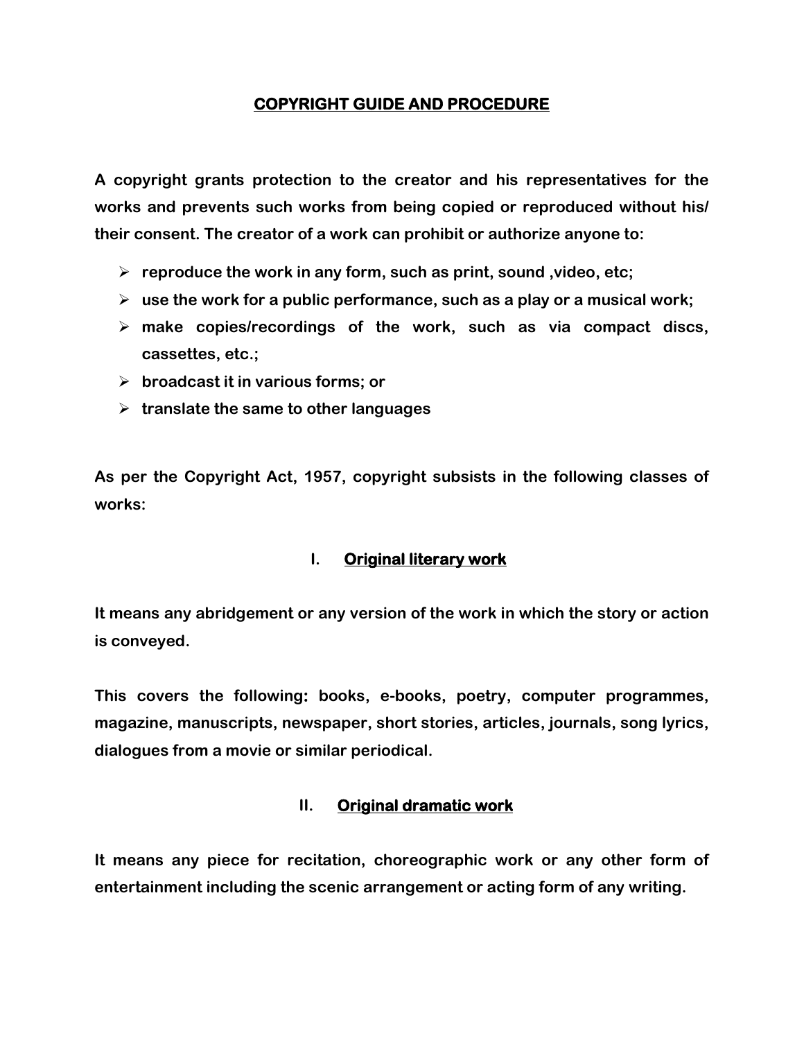# COPYRIGHT GUIDE AND PROCEDURE

**A copyright grants protection to the creator and his representatives for the works and prevents such works from being copied or reproduced without his/ their consent. The creator of a work can prohibit or authorize anyone to:**

- **reproduce the work in any form, such as print, sound ,video, etc;**
- **use the work for a public performance, such as a play or a musical work;**
- **make copies/recordings of the work, such as via compact discs, cassettes, etc.;**
- **broadcast it in various forms; or**
- **translate the same to other languages**

**As per the Copyright Act, 1957, copyright subsists in the following classes of works:**

## I. Original literary work

**It means any abridgement or any version of the work in which the story or action is conveyed.**

**This covers the following: books, e-books, poetry, computer programmes, magazine, manuscripts, newspaper, short stories, articles, journals, song lyrics, dialogues from a movie or similar periodical.**

## II. Original dramatic work

**It means any piece for recitation, choreographic work or any other form of entertainment including the scenic arrangement or acting form of any writing.**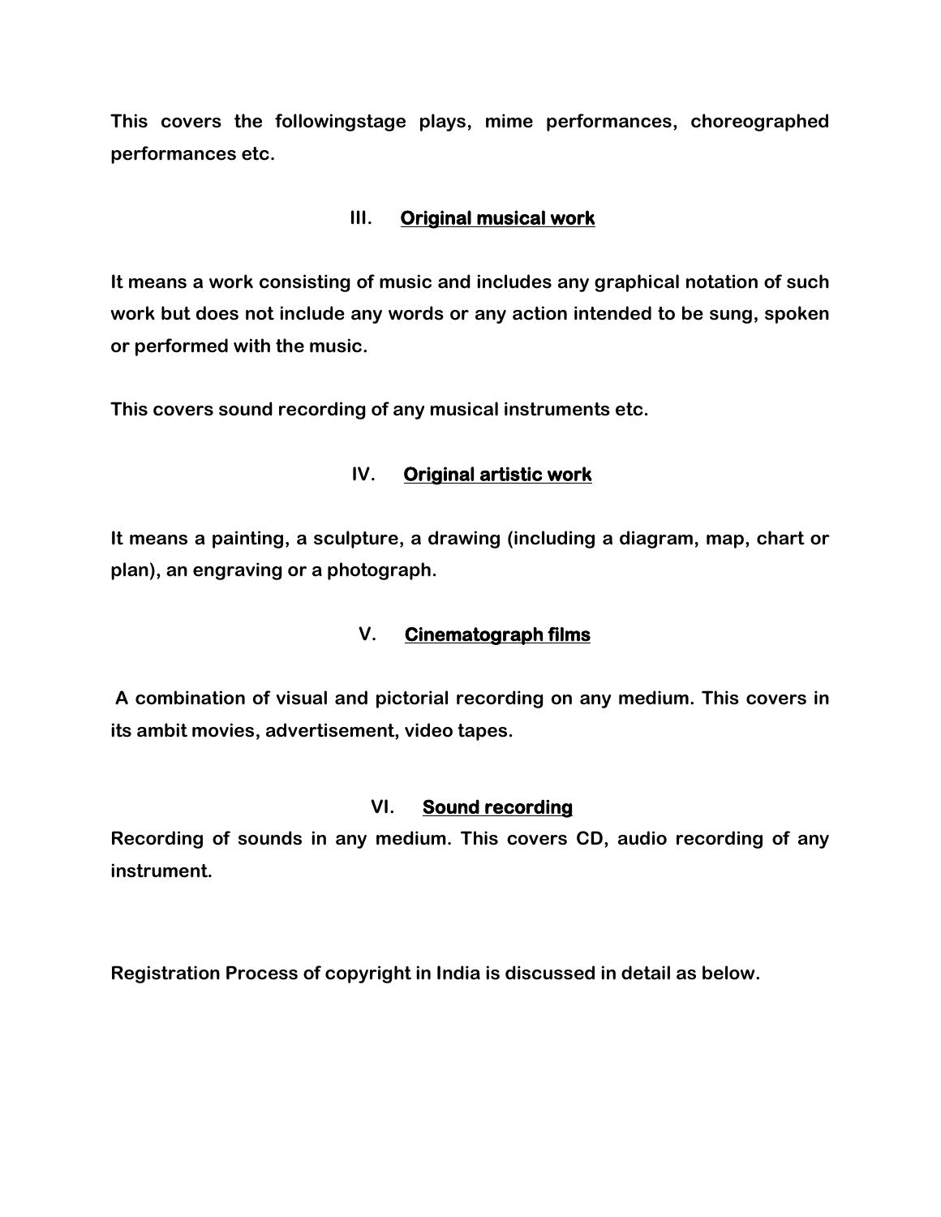**This covers the followingstage plays, mime performances, choreographed performances etc.**

### III. Original musical work

**It means a work consisting of music and includes any graphical notation of such work but does not include any words or any action intended to be sung, spoken or performed with the music.**

**This covers sound recording of any musical instruments etc.**

### IV. Original artistic work

**It means a painting, a sculpture, a drawing (including a diagram, map, chart or plan), an engraving or a photograph.**

### V. Cinematograph films

**A combination of visual and pictorial recording on any medium. This covers in its ambit movies, advertisement, video tapes.**

### VI. Sound recording

**Recording of sounds in any medium. This covers CD, audio recording of any instrument.**

**Registration Process of copyright in India is discussed in detail as below.**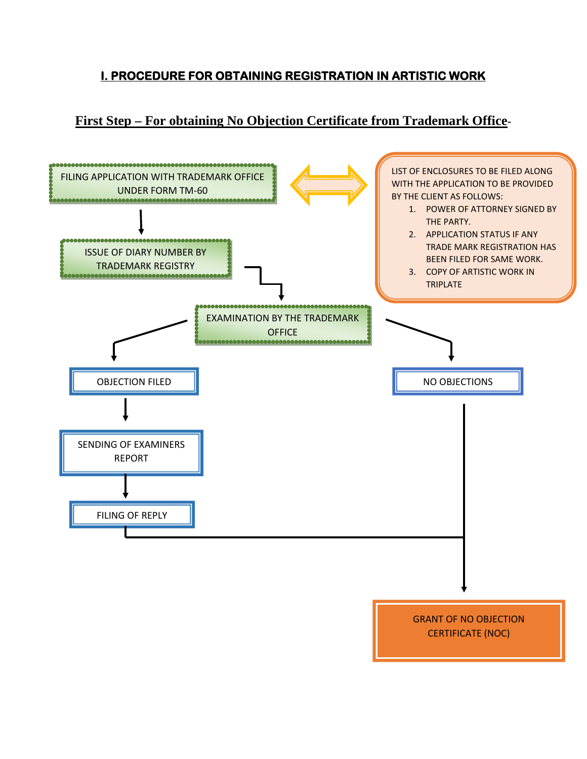# I. PROCEDURE FOR OBTAINING REGISTRATION IN ARTISTIC WORK

## First Step – For obtaining No Objection Certificate from Trademark Office-

FILING APPLICATION WITH TRADEMARK OFFICE UNDER FORM TM-60

LIST OF ENCLOSURES TO BE FILED ALONG WITH THE APPLICATION TO BE PROVIDED BY THE CLIENT AS FOLLOWS:

1. POWER OF ATTORNEY SIGNED BY THE PARTY.
2. APPLICATION STATUS IF ANY TRADE MARK REGISTRATION HAS BEEN FILED FOR SAME WORK.
3. COPY OF ARTISTIC WORK IN TRIPLATE

ISSUE OF DIARY NUMBER BY TRADEMARK REGISTRY

EXAMINATION BY THE TRADEMARK OFFICE

OBJECTION FILED

SENDING OF EXAMINERS REPORT

FILING OF REPLY

NO OBJECTIONS

GRANT OF NO OBJECTION CERTIFICATE (NOC)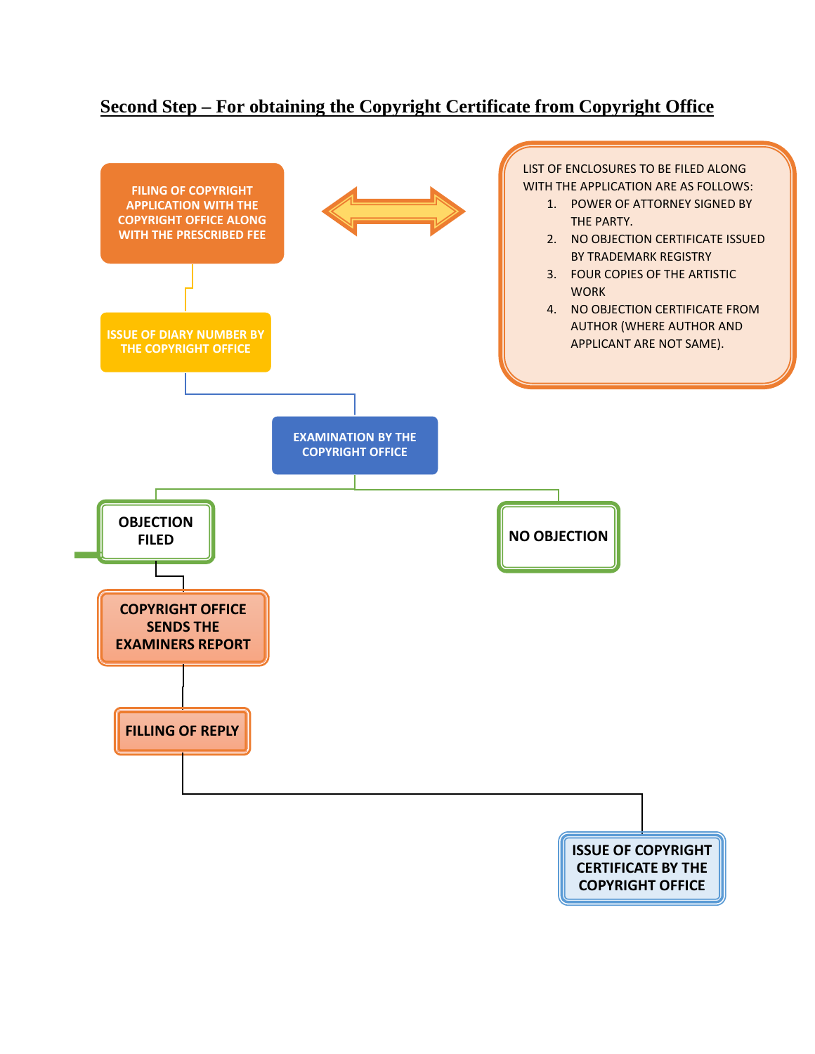## Second Step – For obtaining the Copyright Certificate from Copyright Office

FILING OF COPYRIGHT APPLICATION WITH THE COPYRIGHT OFFICE ALONG WITH THE PRESCRIBED FEE

LIST OF ENCLOSURES TO BE FILED ALONG WITH THE APPLICATION ARE AS FOLLOWS:

1. POWER OF ATTORNEY SIGNED BY THE PARTY.
2. NO OBJECTION CERTIFICATE ISSUED BY TRADEMARK REGISTRY
3. FOUR COPIES OF THE ARTISTIC WORK
4. NO OBJECTION CERTIFICATE FROM AUTHOR (WHERE AUTHOR AND APPLICANT ARE NOT SAME).

ISSUE OF DIARY NUMBER BY THE COPYRIGHT OFFICE

EXAMINATION BY THE COPYRIGHT OFFICE

OBJECTION FILED

NO OBJECTION

COPYRIGHT OFFICE SENDS THE EXAMINERS REPORT

FILLING OF REPLY

ISSUE OF COPYRIGHT CERTIFICATE BY THE COPYRIGHT OFFICE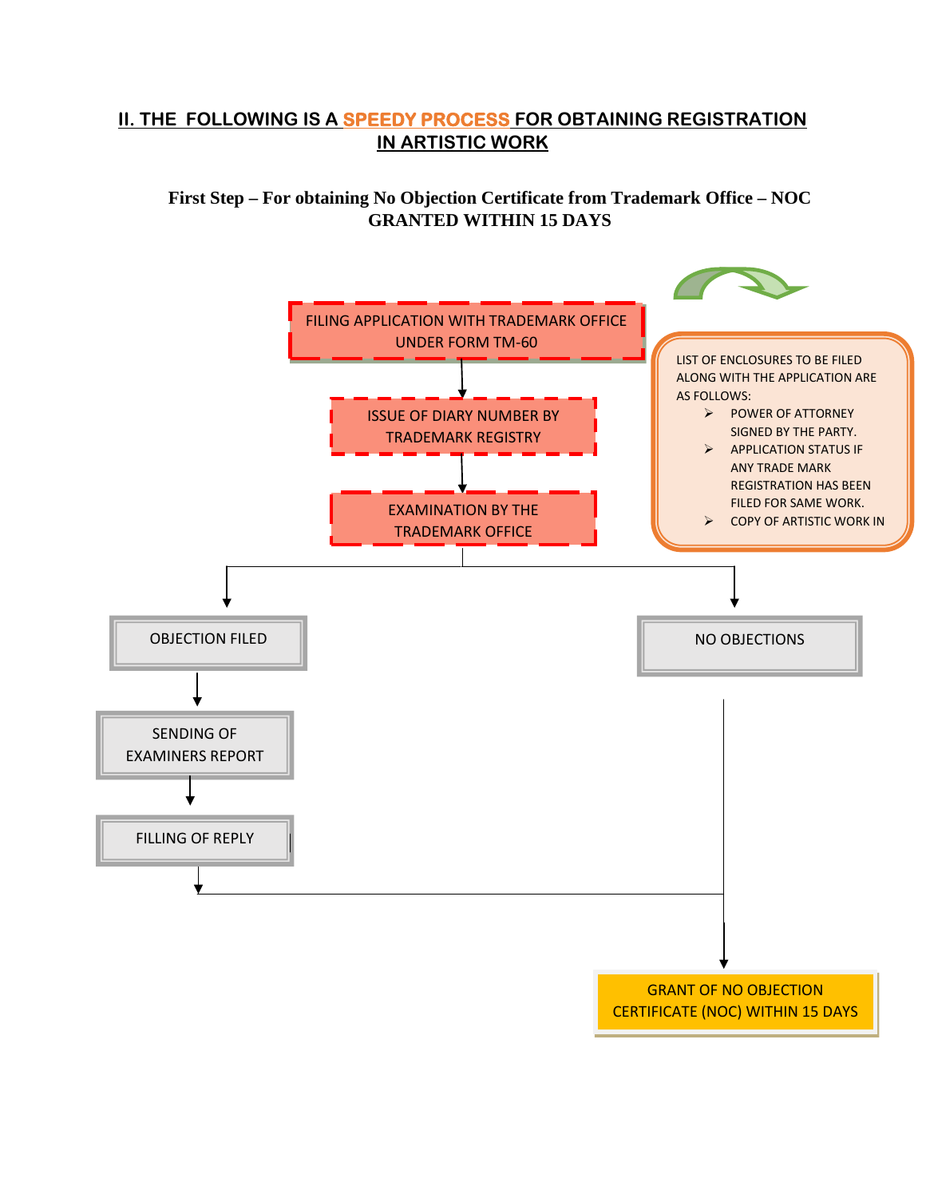## II. THE FOLLOWING IS A SPEEDY PROCESS FOR OBTAINING REGISTRATION IN ARTISTIC WORK

**First Step – For obtaining No Objection Certificate from Trademark Office – NOC GRANTED WITHIN 15 DAYS**

FILING APPLICATION WITH TRADEMARK OFFICE UNDER FORM TM-60

↓

ISSUE OF DIARY NUMBER BY TRADEMARK REGISTRY

↓

EXAMINATION BY THE TRADEMARK OFFICE

LIST OF ENCLOSURES TO BE FILED ALONG WITH THE APPLICATION ARE AS FOLLOWS:

- POWER OF ATTORNEY SIGNED BY THE PARTY.
- APPLICATION STATUS IF ANY TRADE MARK REGISTRATION HAS BEEN FILED FOR SAME WORK.
- COPY OF ARTISTIC WORK IN

OBJECTION FILED

↓

SENDING OF EXAMINERS REPORT

↓

FILLING OF REPLY

NO OBJECTIONS

↓

GRANT OF NO OBJECTION CERTIFICATE (NOC) WITHIN 15 DAYS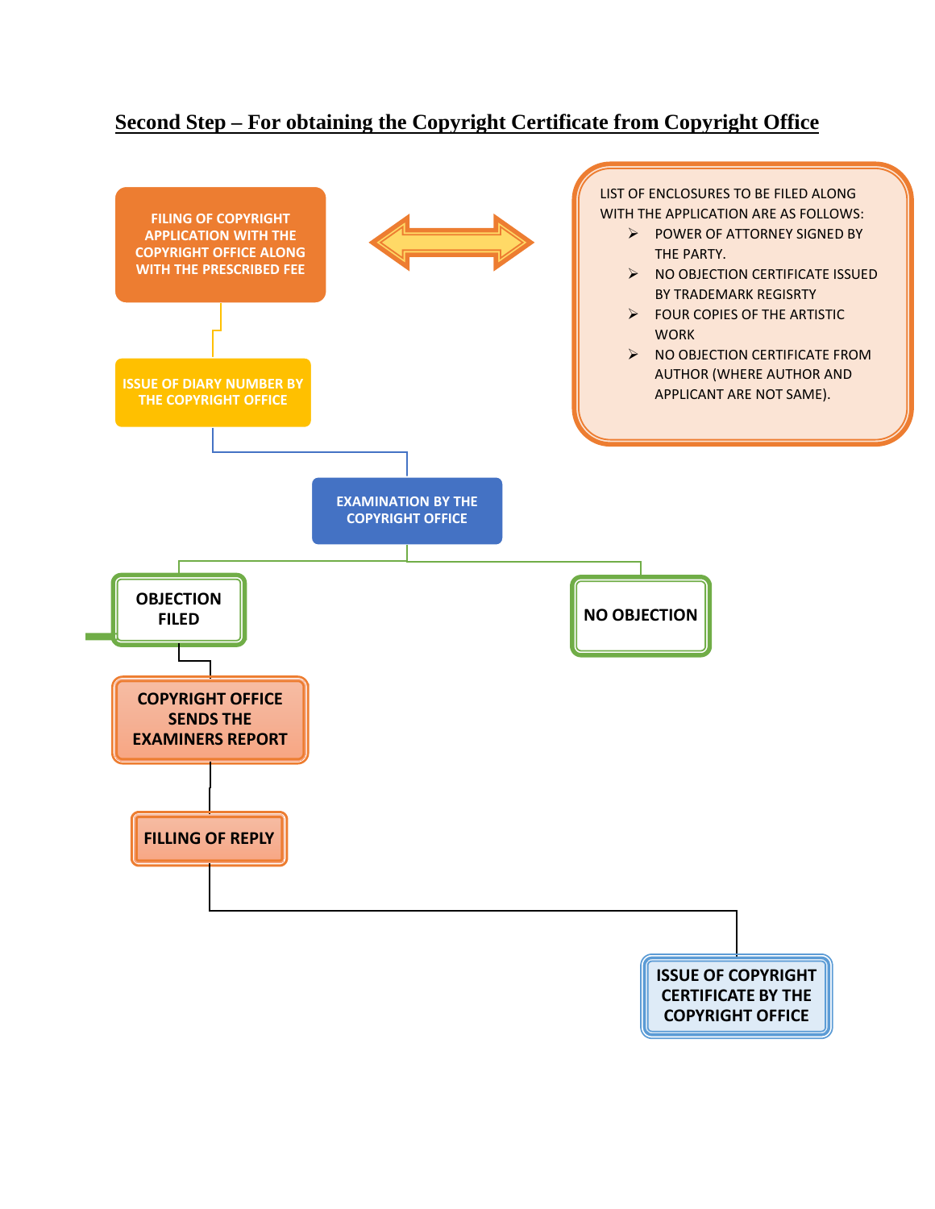## Second Step – For obtaining the Copyright Certificate from Copyright Office

FILING OF COPYRIGHT APPLICATION WITH THE COPYRIGHT OFFICE ALONG WITH THE PRESCRIBED FEE

LIST OF ENCLOSURES TO BE FILED ALONG WITH THE APPLICATION ARE AS FOLLOWS:

- POWER OF ATTORNEY SIGNED BY THE PARTY.
- NO OBJECTION CERTIFICATE ISSUED BY TRADEMARK REGISRTY
- FOUR COPIES OF THE ARTISTIC WORK
- NO OBJECTION CERTIFICATE FROM AUTHOR (WHERE AUTHOR AND APPLICANT ARE NOT SAME).

ISSUE OF DIARY NUMBER BY THE COPYRIGHT OFFICE

EXAMINATION BY THE COPYRIGHT OFFICE

OBJECTION FILED

NO OBJECTION

COPYRIGHT OFFICE SENDS THE EXAMINERS REPORT

FILLING OF REPLY

ISSUE OF COPYRIGHT CERTIFICATE BY THE COPYRIGHT OFFICE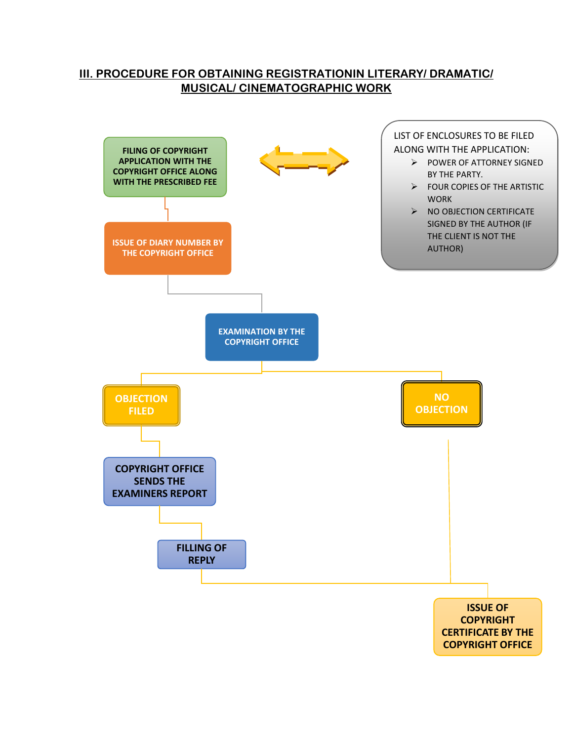## III. PROCEDURE FOR OBTAINING REGISTRATIONIN LITERARY/ DRAMATIC/ MUSICAL/ CINEMATOGRAPHIC WORK

FILING OF COPYRIGHT APPLICATION WITH THE COPYRIGHT OFFICE ALONG WITH THE PRESCRIBED FEE

LIST OF ENCLOSURES TO BE FILED ALONG WITH THE APPLICATION:

- POWER OF ATTORNEY SIGNED BY THE PARTY.
- FOUR COPIES OF THE ARTISTIC WORK
- NO OBJECTION CERTIFICATE SIGNED BY THE AUTHOR (IF THE CLIENT IS NOT THE AUTHOR)

ISSUE OF DIARY NUMBER BY THE COPYRIGHT OFFICE

EXAMINATION BY THE COPYRIGHT OFFICE

OBJECTION FILED

NO OBJECTION

COPYRIGHT OFFICE SENDS THE EXAMINERS REPORT

FILLING OF REPLY

ISSUE OF COPYRIGHT CERTIFICATE BY THE COPYRIGHT OFFICE